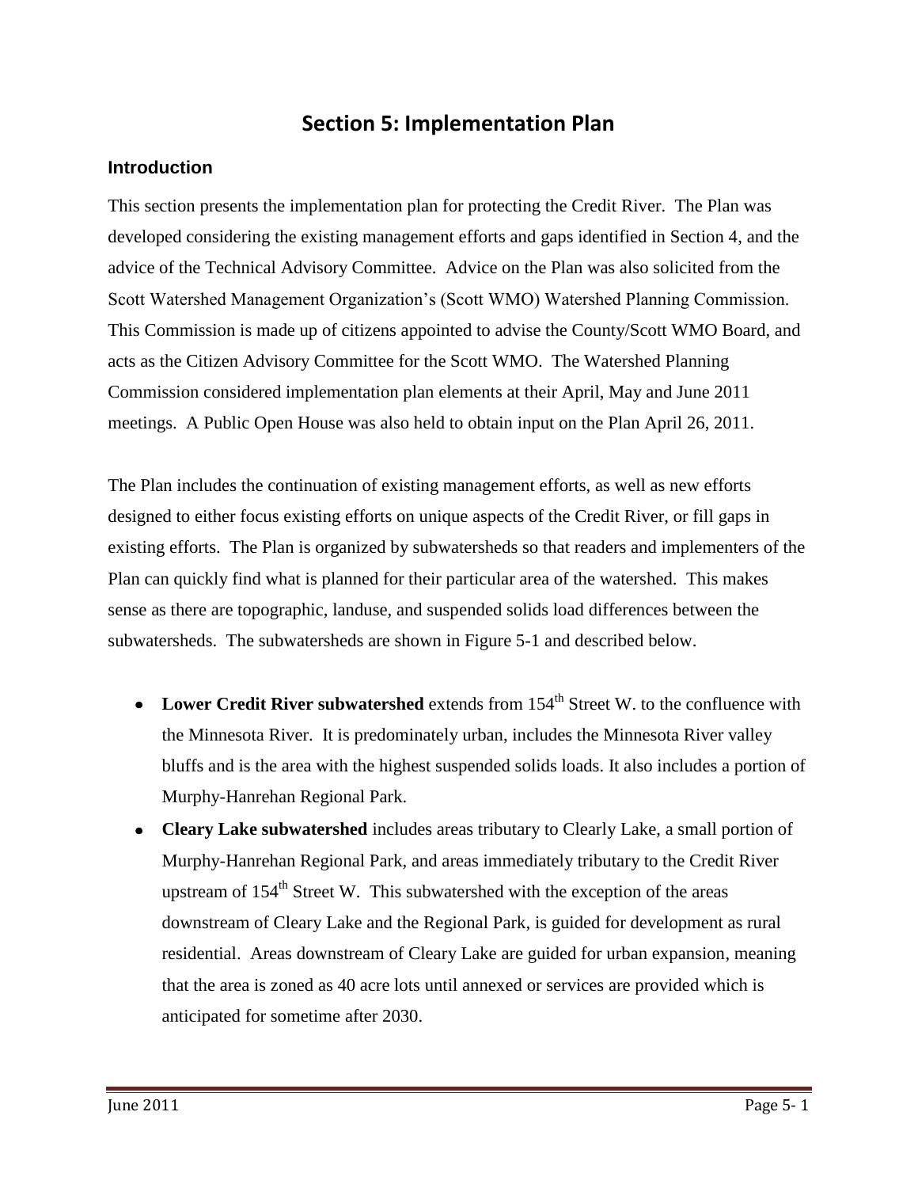# Section 5: Implementation Plan

## Introduction

This section presents the implementation plan for protecting the Credit River. The Plan was developed considering the existing management efforts and gaps identified in Section 4, and the advice of the Technical Advisory Committee. Advice on the Plan was also solicited from the Scott Watershed Management Organization's (Scott WMO) Watershed Planning Commission. This Commission is made up of citizens appointed to advise the County/Scott WMO Board, and acts as the Citizen Advisory Committee for the Scott WMO. The Watershed Planning Commission considered implementation plan elements at their April, May and June 2011 meetings. A Public Open House was also held to obtain input on the Plan April 26, 2011.

The Plan includes the continuation of existing management efforts, as well as new efforts designed to either focus existing efforts on unique aspects of the Credit River, or fill gaps in existing efforts. The Plan is organized by subwatersheds so that readers and implementers of the Plan can quickly find what is planned for their particular area of the watershed. This makes sense as there are topographic, landuse, and suspended solids load differences between the subwatersheds. The subwatersheds are shown in Figure 5-1 and described below.

- **Lower Credit River subwatershed** extends from 154th Street W. to the confluence with the Minnesota River. It is predominately urban, includes the Minnesota River valley bluffs and is the area with the highest suspended solids loads. It also includes a portion of Murphy-Hanrehan Regional Park.
- **Cleary Lake subwatershed** includes areas tributary to Clearly Lake, a small portion of Murphy-Hanrehan Regional Park, and areas immediately tributary to the Credit River upstream of 154th Street W. This subwatershed with the exception of the areas downstream of Cleary Lake and the Regional Park, is guided for development as rural residential. Areas downstream of Cleary Lake are guided for urban expansion, meaning that the area is zoned as 40 acre lots until annexed or services are provided which is anticipated for sometime after 2030.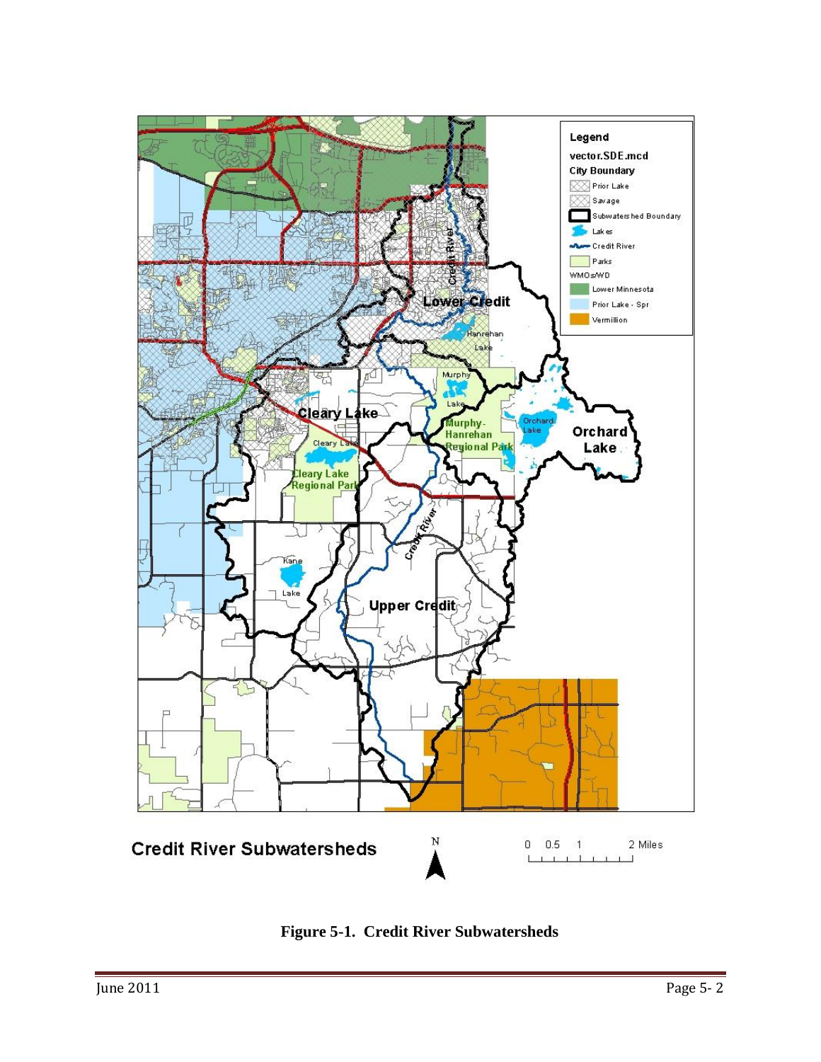**Figure 5-1. Credit River Subwatersheds**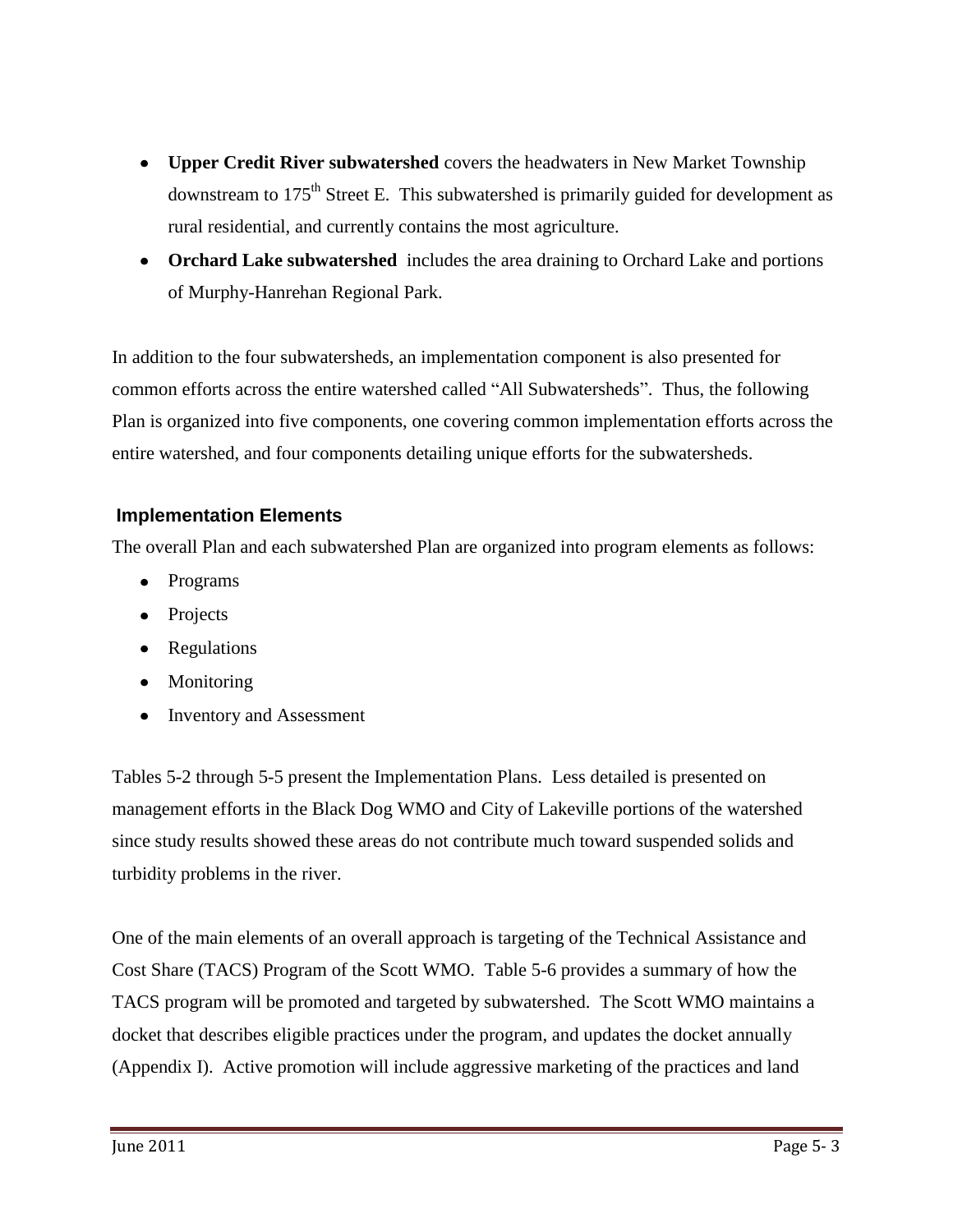- **Upper Credit River subwatershed** covers the headwaters in New Market Township downstream to 175th Street E. This subwatershed is primarily guided for development as rural residential, and currently contains the most agriculture.
- **Orchard Lake subwatershed** includes the area draining to Orchard Lake and portions of Murphy-Hanrehan Regional Park.

In addition to the four subwatersheds, an implementation component is also presented for common efforts across the entire watershed called "All Subwatersheds". Thus, the following Plan is organized into five components, one covering common implementation efforts across the entire watershed, and four components detailing unique efforts for the subwatersheds.

### Implementation Elements

The overall Plan and each subwatershed Plan are organized into program elements as follows:

- Programs
- Projects
- Regulations
- Monitoring
- Inventory and Assessment

Tables 5-2 through 5-5 present the Implementation Plans. Less detailed is presented on management efforts in the Black Dog WMO and City of Lakeville portions of the watershed since study results showed these areas do not contribute much toward suspended solids and turbidity problems in the river.

One of the main elements of an overall approach is targeting of the Technical Assistance and Cost Share (TACS) Program of the Scott WMO. Table 5-6 provides a summary of how the TACS program will be promoted and targeted by subwatershed. The Scott WMO maintains a docket that describes eligible practices under the program, and updates the docket annually (Appendix I). Active promotion will include aggressive marketing of the practices and land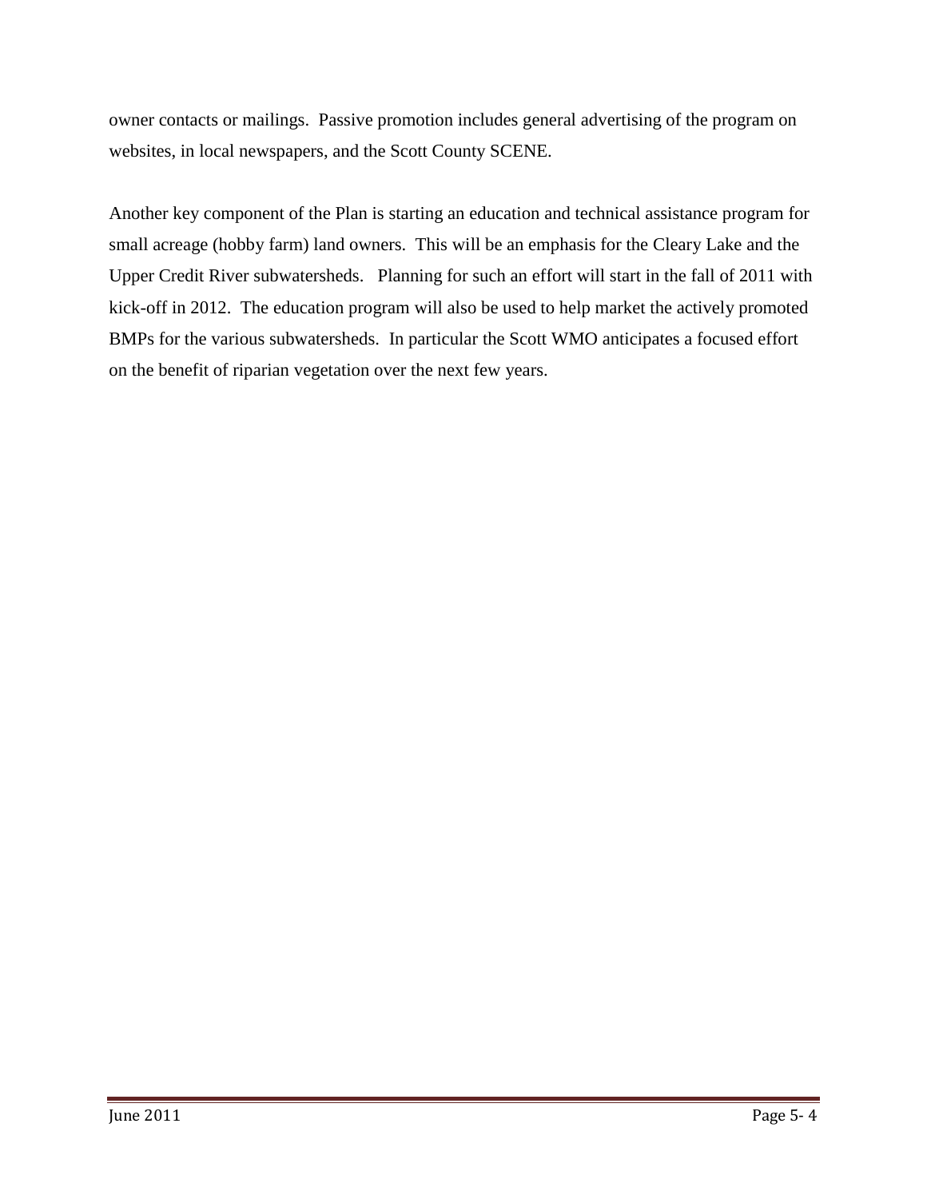owner contacts or mailings. Passive promotion includes general advertising of the program on websites, in local newspapers, and the Scott County SCENE.

Another key component of the Plan is starting an education and technical assistance program for small acreage (hobby farm) land owners. This will be an emphasis for the Cleary Lake and the Upper Credit River subwatersheds. Planning for such an effort will start in the fall of 2011 with kick-off in 2012. The education program will also be used to help market the actively promoted BMPs for the various subwatersheds. In particular the Scott WMO anticipates a focused effort on the benefit of riparian vegetation over the next few years.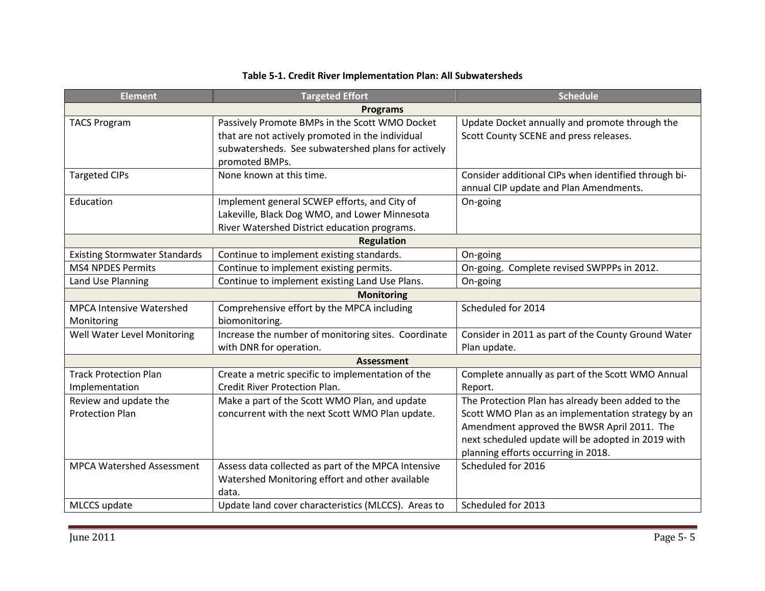**Table 5-1. Credit River Implementation Plan: All Subwatersheds**

| Element | Targeted Effort | Schedule |
|---|---|---|
| **Programs** | | |
| TACS Program | Passively Promote BMPs in the Scott WMO Docket that are not actively promoted in the individual subwatersheds. See subwatershed plans for actively promoted BMPs. | Update Docket annually and promote through the Scott County SCENE and press releases. |
| Targeted CIPs | None known at this time. | Consider additional CIPs when identified through bi-annual CIP update and Plan Amendments. |
| Education | Implement general SCWEP efforts, and City of Lakeville, Black Dog WMO, and Lower Minnesota River Watershed District education programs. | On-going |
| **Regulation** | | |
| Existing Stormwater Standards | Continue to implement existing standards. | On-going |
| MS4 NPDES Permits | Continue to implement existing permits. | On-going. Complete revised SWPPPs in 2012. |
| Land Use Planning | Continue to implement existing Land Use Plans. | On-going |
| **Monitoring** | | |
| MPCA Intensive Watershed Monitoring | Comprehensive effort by the MPCA including biomonitoring. | Scheduled for 2014 |
| Well Water Level Monitoring | Increase the number of monitoring sites. Coordinate with DNR for operation. | Consider in 2011 as part of the County Ground Water Plan update. |
| **Assessment** | | |
| Track Protection Plan Implementation | Create a metric specific to implementation of the Credit River Protection Plan. | Complete annually as part of the Scott WMO Annual Report. |
| Review and update the Protection Plan | Make a part of the Scott WMO Plan, and update concurrent with the next Scott WMO Plan update. | The Protection Plan has already been added to the Scott WMO Plan as an implementation strategy by an Amendment approved the BWSR April 2011. The next scheduled update will be adopted in 2019 with planning efforts occurring in 2018. |
| MPCA Watershed Assessment | Assess data collected as part of the MPCA Intensive Watershed Monitoring effort and other available data. | Scheduled for 2016 |
| MLCCS update | Update land cover characteristics (MLCCS). Areas to | Scheduled for 2013 |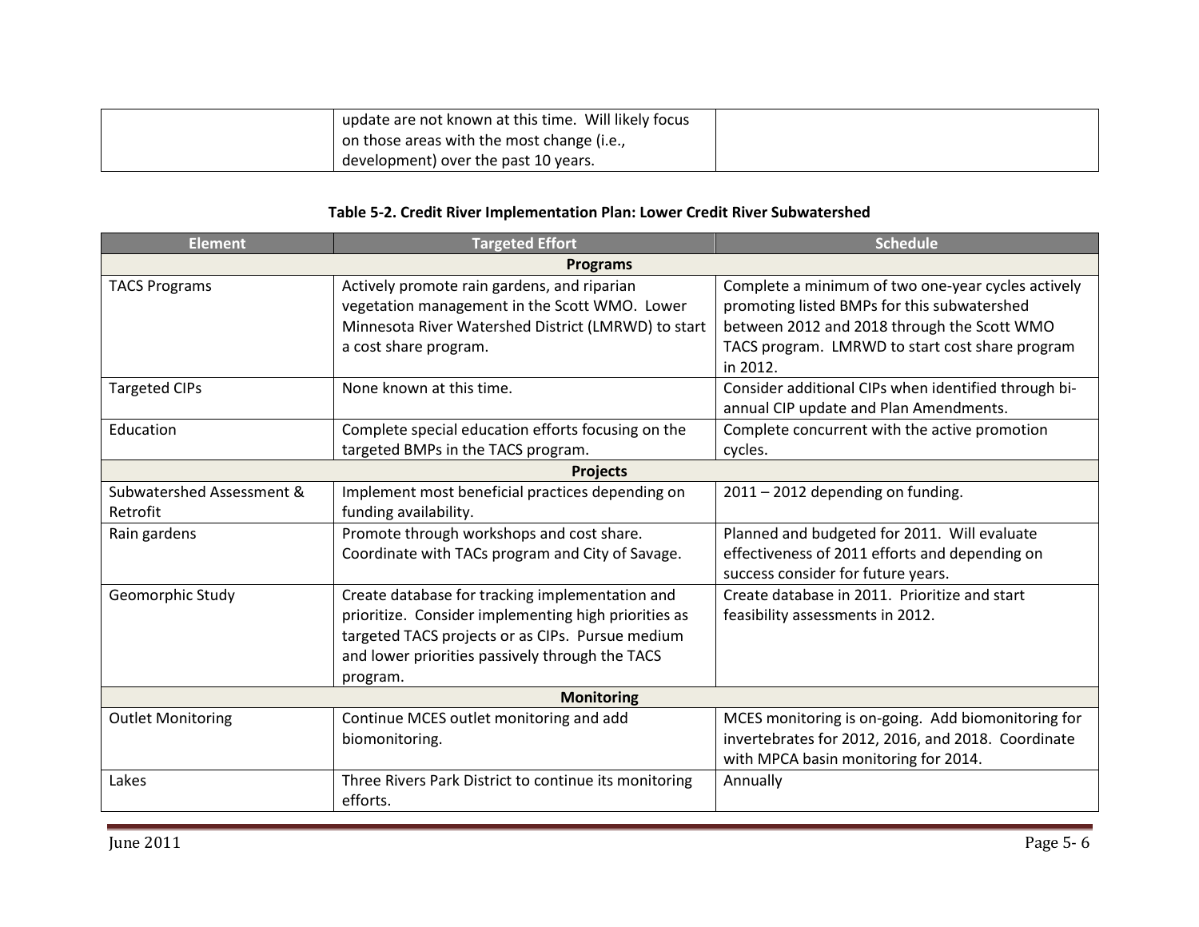| | update are not known at this time. Will likely focus on those areas with the most change (i.e., development) over the past 10 years. | |
|---|---|---|

**Table 5-2. Credit River Implementation Plan: Lower Credit River Subwatershed**

| Element | Targeted Effort | Schedule |
|---|---|---|
| **Programs** | | |
| TACS Programs | Actively promote rain gardens, and riparian vegetation management in the Scott WMO. Lower Minnesota River Watershed District (LMRWD) to start a cost share program. | Complete a minimum of two one-year cycles actively promoting listed BMPs for this subwatershed between 2012 and 2018 through the Scott WMO TACS program. LMRWD to start cost share program in 2012. |
| Targeted CIPs | None known at this time. | Consider additional CIPs when identified through bi-annual CIP update and Plan Amendments. |
| Education | Complete special education efforts focusing on the targeted BMPs in the TACS program. | Complete concurrent with the active promotion cycles. |
| **Projects** | | |
| Subwatershed Assessment & Retrofit | Implement most beneficial practices depending on funding availability. | 2011 – 2012 depending on funding. |
| Rain gardens | Promote through workshops and cost share. Coordinate with TACs program and City of Savage. | Planned and budgeted for 2011. Will evaluate effectiveness of 2011 efforts and depending on success consider for future years. |
| Geomorphic Study | Create database for tracking implementation and prioritize. Consider implementing high priorities as targeted TACS projects or as CIPs. Pursue medium and lower priorities passively through the TACS program. | Create database in 2011. Prioritize and start feasibility assessments in 2012. |
| **Monitoring** | | |
| Outlet Monitoring | Continue MCES outlet monitoring and add biomonitoring. | MCES monitoring is on-going. Add biomonitoring for invertebrates for 2012, 2016, and 2018. Coordinate with MPCA basin monitoring for 2014. |
| Lakes | Three Rivers Park District to continue its monitoring efforts. | Annually |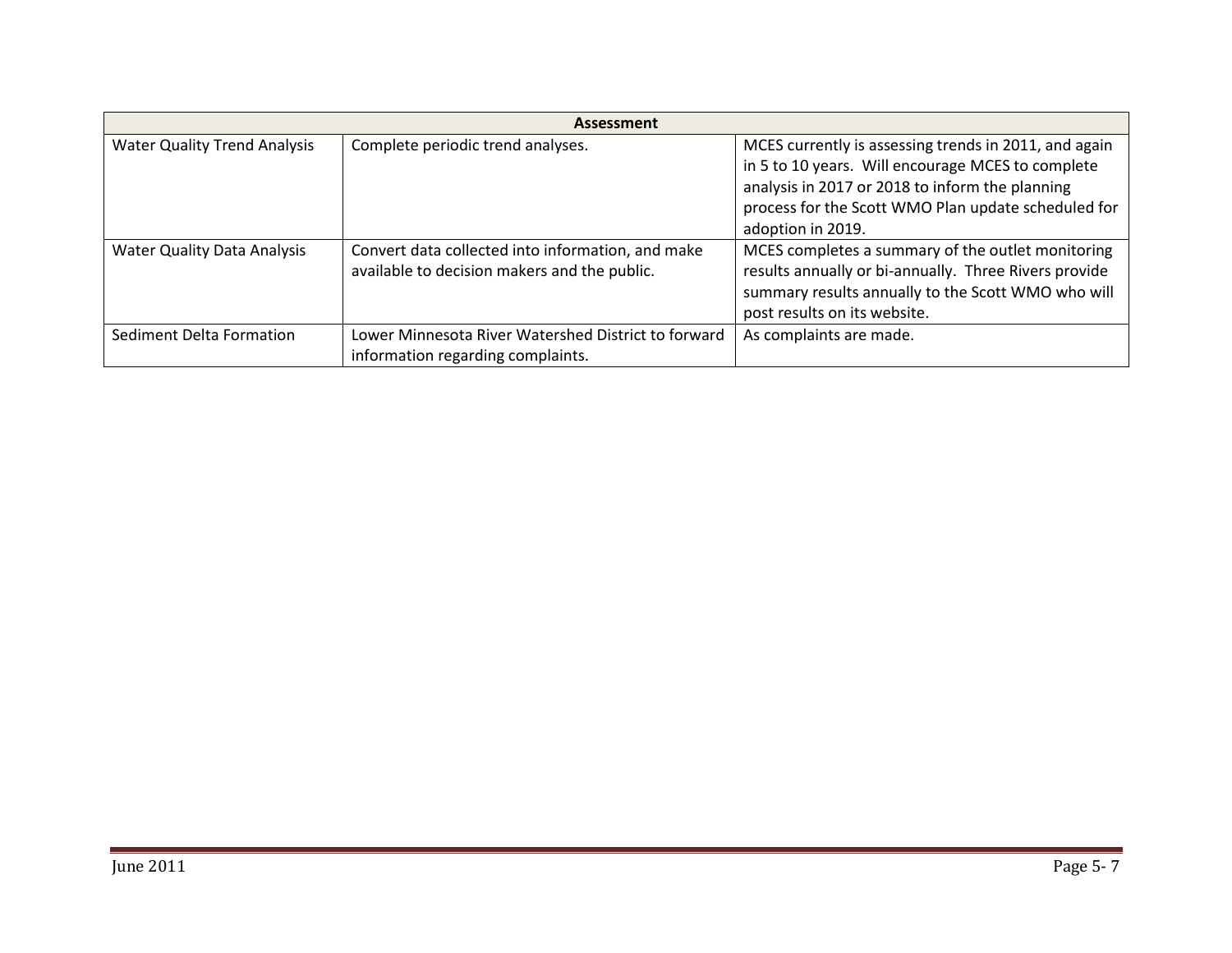| Assessment | | |
|---|---|---|
| Water Quality Trend Analysis | Complete periodic trend analyses. | MCES currently is assessing trends in 2011, and again in 5 to 10 years. Will encourage MCES to complete analysis in 2017 or 2018 to inform the planning process for the Scott WMO Plan update scheduled for adoption in 2019. |
| Water Quality Data Analysis | Convert data collected into information, and make available to decision makers and the public. | MCES completes a summary of the outlet monitoring results annually or bi-annually. Three Rivers provide summary results annually to the Scott WMO who will post results on its website. |
| Sediment Delta Formation | Lower Minnesota River Watershed District to forward information regarding complaints. | As complaints are made. |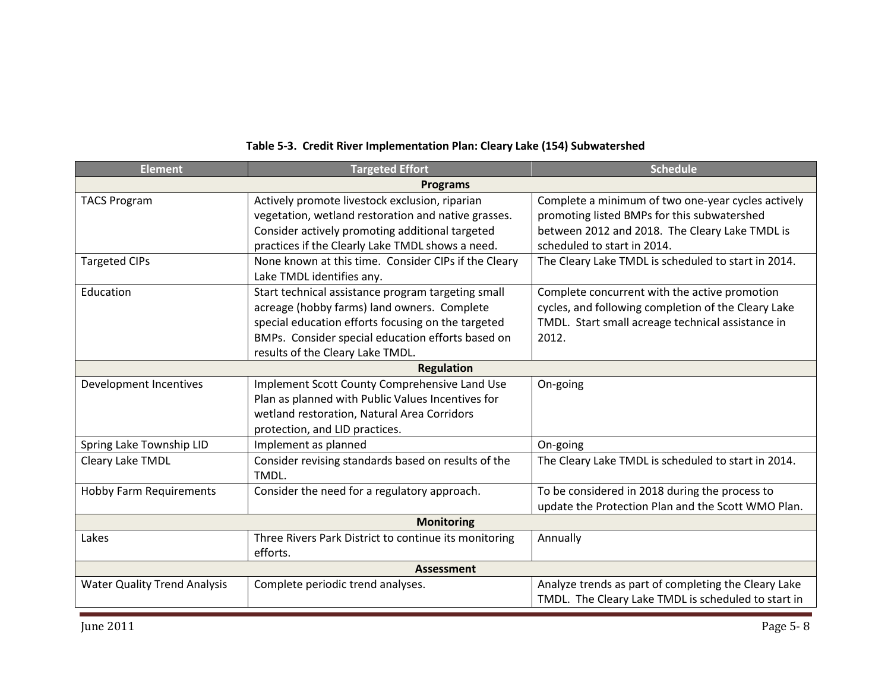**Table 5-3. Credit River Implementation Plan: Cleary Lake (154) Subwatershed**

| Element | Targeted Effort | Schedule |
|---|---|---|
| **Programs** | | |
| TACS Program | Actively promote livestock exclusion, riparian vegetation, wetland restoration and native grasses. Consider actively promoting additional targeted practices if the Clearly Lake TMDL shows a need. | Complete a minimum of two one-year cycles actively promoting listed BMPs for this subwatershed between 2012 and 2018. The Cleary Lake TMDL is scheduled to start in 2014. |
| Targeted CIPs | None known at this time. Consider CIPs if the Cleary Lake TMDL identifies any. | The Cleary Lake TMDL is scheduled to start in 2014. |
| Education | Start technical assistance program targeting small acreage (hobby farms) land owners. Complete special education efforts focusing on the targeted BMPs. Consider special education efforts based on results of the Cleary Lake TMDL. | Complete concurrent with the active promotion cycles, and following completion of the Cleary Lake TMDL. Start small acreage technical assistance in 2012. |
| **Regulation** | | |
| Development Incentives | Implement Scott County Comprehensive Land Use Plan as planned with Public Values Incentives for wetland restoration, Natural Area Corridors protection, and LID practices. | On-going |
| Spring Lake Township LID | Implement as planned | On-going |
| Cleary Lake TMDL | Consider revising standards based on results of the TMDL. | The Cleary Lake TMDL is scheduled to start in 2014. |
| Hobby Farm Requirements | Consider the need for a regulatory approach. | To be considered in 2018 during the process to update the Protection Plan and the Scott WMO Plan. |
| **Monitoring** | | |
| Lakes | Three Rivers Park District to continue its monitoring efforts. | Annually |
| **Assessment** | | |
| Water Quality Trend Analysis | Complete periodic trend analyses. | Analyze trends as part of completing the Cleary Lake TMDL. The Cleary Lake TMDL is scheduled to start in |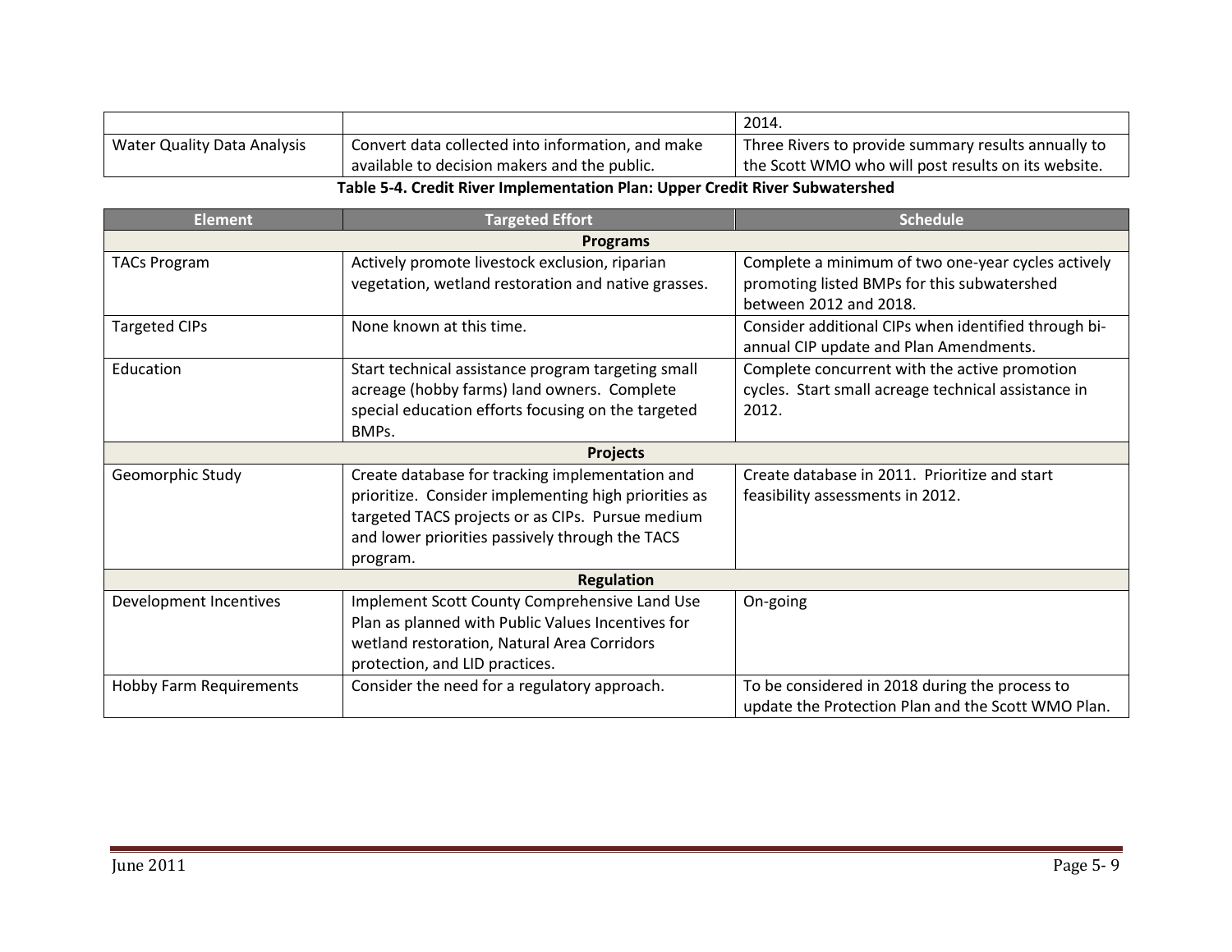| | | 2014. |
|---|---|---|
| Water Quality Data Analysis | Convert data collected into information, and make available to decision makers and the public. | Three Rivers to provide summary results annually to the Scott WMO who will post results on its website. |

**Table 5-4. Credit River Implementation Plan: Upper Credit River Subwatershed**

| Element | Targeted Effort | Schedule |
|---|---|---|
| **Programs** | | |
| TACs Program | Actively promote livestock exclusion, riparian vegetation, wetland restoration and native grasses. | Complete a minimum of two one-year cycles actively promoting listed BMPs for this subwatershed between 2012 and 2018. |
| Targeted CIPs | None known at this time. | Consider additional CIPs when identified through bi-annual CIP update and Plan Amendments. |
| Education | Start technical assistance program targeting small acreage (hobby farms) land owners. Complete special education efforts focusing on the targeted BMPs. | Complete concurrent with the active promotion cycles. Start small acreage technical assistance in 2012. |
| **Projects** | | |
| Geomorphic Study | Create database for tracking implementation and prioritize. Consider implementing high priorities as targeted TACS projects or as CIPs. Pursue medium and lower priorities passively through the TACS program. | Create database in 2011. Prioritize and start feasibility assessments in 2012. |
| **Regulation** | | |
| Development Incentives | Implement Scott County Comprehensive Land Use Plan as planned with Public Values Incentives for wetland restoration, Natural Area Corridors protection, and LID practices. | On-going |
| Hobby Farm Requirements | Consider the need for a regulatory approach. | To be considered in 2018 during the process to update the Protection Plan and the Scott WMO Plan. |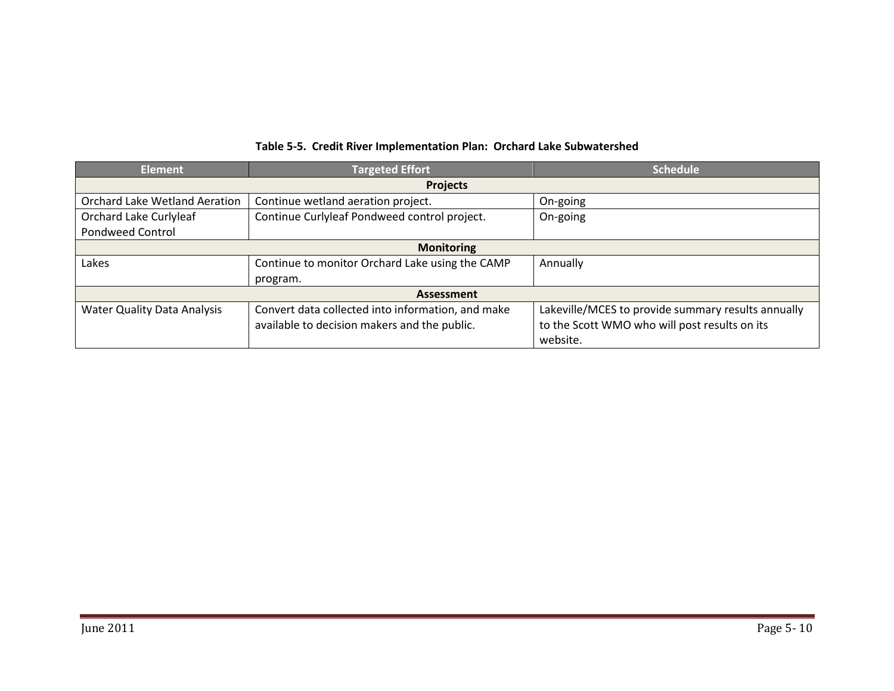**Table 5-5. Credit River Implementation Plan: Orchard Lake Subwatershed**

| Element | Targeted Effort | Schedule |
| --- | --- | --- |
| **Projects** | | |
| Orchard Lake Wetland Aeration | Continue wetland aeration project. | On-going |
| Orchard Lake Curlyleaf Pondweed Control | Continue Curlyleaf Pondweed control project. | On-going |
| **Monitoring** | | |
| Lakes | Continue to monitor Orchard Lake using the CAMP program. | Annually |
| **Assessment** | | |
| Water Quality Data Analysis | Convert data collected into information, and make available to decision makers and the public. | Lakeville/MCES to provide summary results annually to the Scott WMO who will post results on its website. |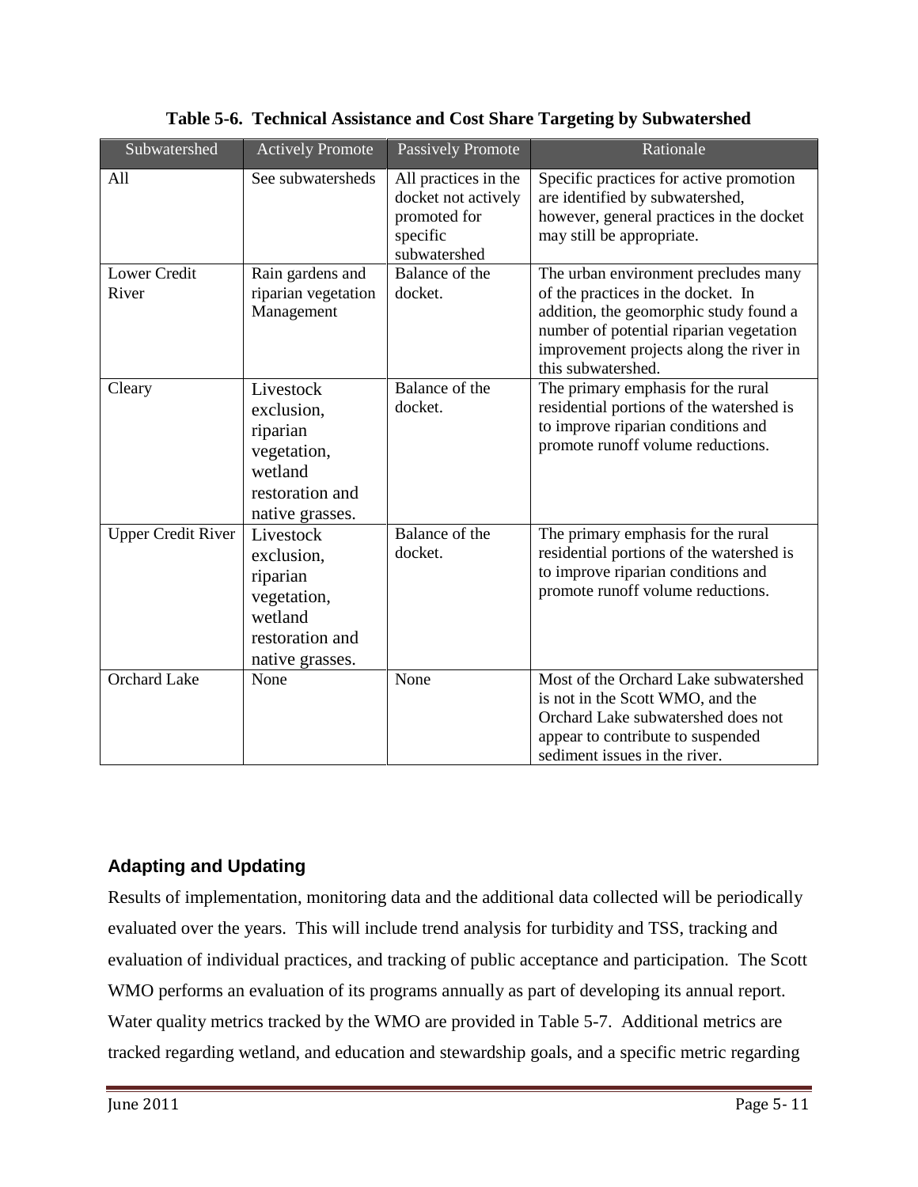**Table 5-6. Technical Assistance and Cost Share Targeting by Subwatershed**

| Subwatershed | Actively Promote | Passively Promote | Rationale |
|---|---|---|---|
| All | See subwatersheds | All practices in the docket not actively promoted for specific subwatershed | Specific practices for active promotion are identified by subwatershed, however, general practices in the docket may still be appropriate. |
| Lower Credit River | Rain gardens and riparian vegetation Management | Balance of the docket. | The urban environment precludes many of the practices in the docket. In addition, the geomorphic study found a number of potential riparian vegetation improvement projects along the river in this subwatershed. |
| Cleary | Livestock exclusion, riparian vegetation, wetland restoration and native grasses. | Balance of the docket. | The primary emphasis for the rural residential portions of the watershed is to improve riparian conditions and promote runoff volume reductions. |
| Upper Credit River | Livestock exclusion, riparian vegetation, wetland restoration and native grasses. | Balance of the docket. | The primary emphasis for the rural residential portions of the watershed is to improve riparian conditions and promote runoff volume reductions. |
| Orchard Lake | None | None | Most of the Orchard Lake subwatershed is not in the Scott WMO, and the Orchard Lake subwatershed does not appear to contribute to suspended sediment issues in the river. |

### Adapting and Updating

Results of implementation, monitoring data and the additional data collected will be periodically evaluated over the years. This will include trend analysis for turbidity and TSS, tracking and evaluation of individual practices, and tracking of public acceptance and participation. The Scott WMO performs an evaluation of its programs annually as part of developing its annual report. Water quality metrics tracked by the WMO are provided in Table 5-7. Additional metrics are tracked regarding wetland, and education and stewardship goals, and a specific metric regarding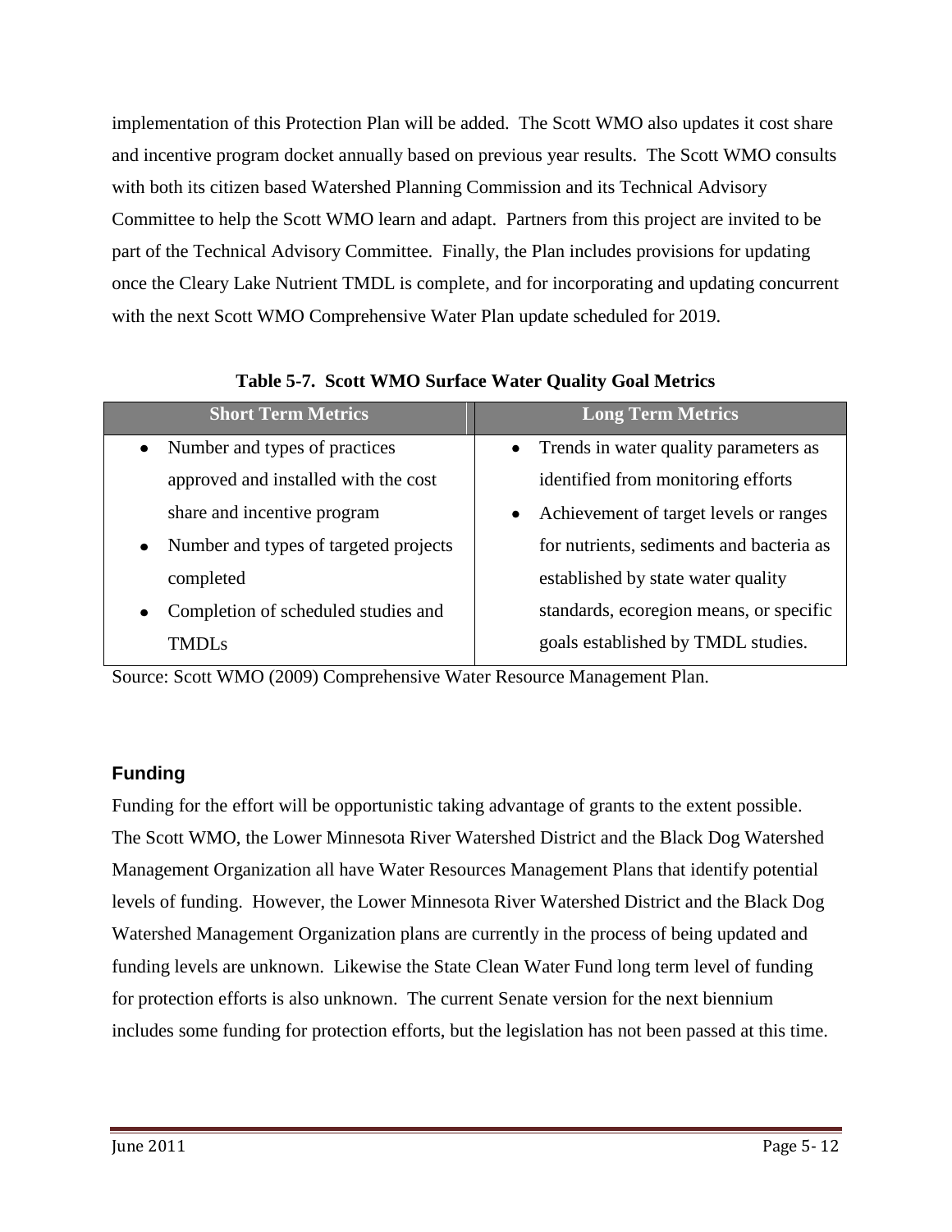implementation of this Protection Plan will be added. The Scott WMO also updates it cost share and incentive program docket annually based on previous year results. The Scott WMO consults with both its citizen based Watershed Planning Commission and its Technical Advisory Committee to help the Scott WMO learn and adapt. Partners from this project are invited to be part of the Technical Advisory Committee. Finally, the Plan includes provisions for updating once the Cleary Lake Nutrient TMDL is complete, and for incorporating and updating concurrent with the next Scott WMO Comprehensive Water Plan update scheduled for 2019.

**Table 5-7. Scott WMO Surface Water Quality Goal Metrics**

| Short Term Metrics | Long Term Metrics |
|---|---|
| • Number and types of practices approved and installed with the cost share and incentive program<br>• Number and types of targeted projects completed<br>• Completion of scheduled studies and TMDLs | • Trends in water quality parameters as identified from monitoring efforts<br>• Achievement of target levels or ranges for nutrients, sediments and bacteria as established by state water quality standards, ecoregion means, or specific goals established by TMDL studies. |

Source: Scott WMO (2009) Comprehensive Water Resource Management Plan.

### Funding

Funding for the effort will be opportunistic taking advantage of grants to the extent possible. The Scott WMO, the Lower Minnesota River Watershed District and the Black Dog Watershed Management Organization all have Water Resources Management Plans that identify potential levels of funding. However, the Lower Minnesota River Watershed District and the Black Dog Watershed Management Organization plans are currently in the process of being updated and funding levels are unknown. Likewise the State Clean Water Fund long term level of funding for protection efforts is also unknown. The current Senate version for the next biennium includes some funding for protection efforts, but the legislation has not been passed at this time.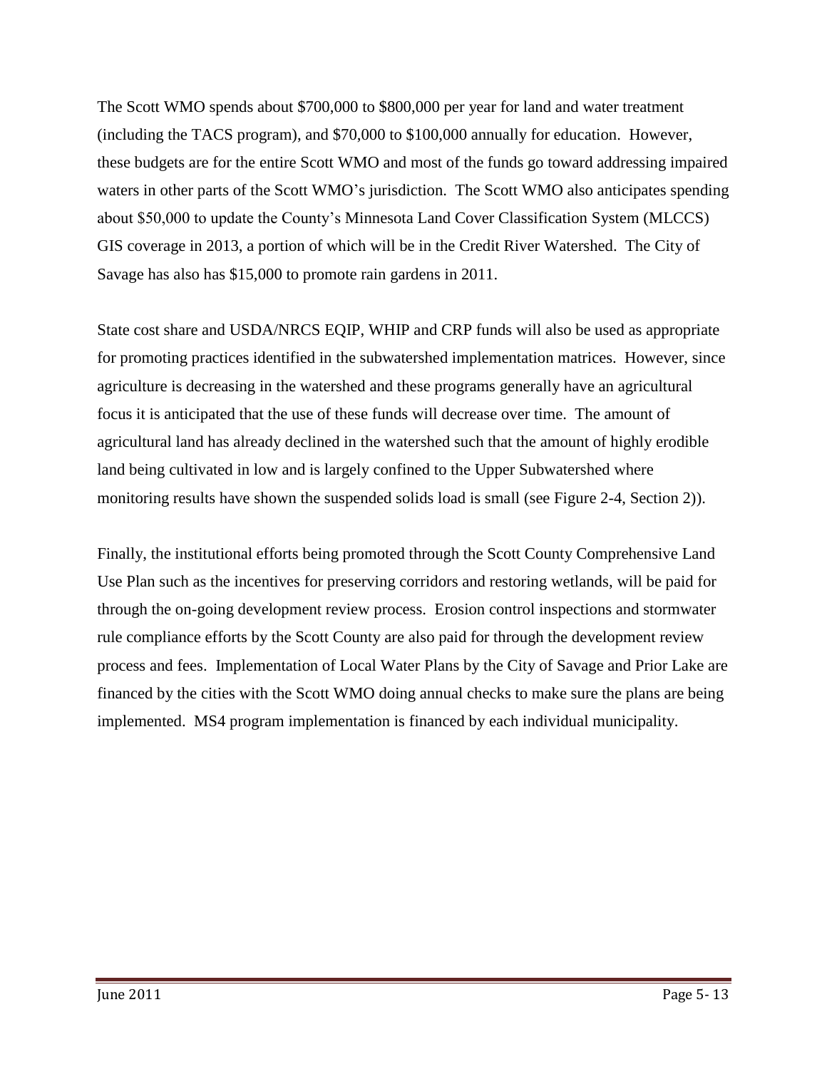The Scott WMO spends about $700,000 to $800,000 per year for land and water treatment (including the TACS program), and $70,000 to $100,000 annually for education. However, these budgets are for the entire Scott WMO and most of the funds go toward addressing impaired waters in other parts of the Scott WMO's jurisdiction. The Scott WMO also anticipates spending about $50,000 to update the County's Minnesota Land Cover Classification System (MLCCS) GIS coverage in 2013, a portion of which will be in the Credit River Watershed. The City of Savage has also has $15,000 to promote rain gardens in 2011.

State cost share and USDA/NRCS EQIP, WHIP and CRP funds will also be used as appropriate for promoting practices identified in the subwatershed implementation matrices. However, since agriculture is decreasing in the watershed and these programs generally have an agricultural focus it is anticipated that the use of these funds will decrease over time. The amount of agricultural land has already declined in the watershed such that the amount of highly erodible land being cultivated in low and is largely confined to the Upper Subwatershed where monitoring results have shown the suspended solids load is small (see Figure 2-4, Section 2)).

Finally, the institutional efforts being promoted through the Scott County Comprehensive Land Use Plan such as the incentives for preserving corridors and restoring wetlands, will be paid for through the on-going development review process. Erosion control inspections and stormwater rule compliance efforts by the Scott County are also paid for through the development review process and fees. Implementation of Local Water Plans by the City of Savage and Prior Lake are financed by the cities with the Scott WMO doing annual checks to make sure the plans are being implemented. MS4 program implementation is financed by each individual municipality.